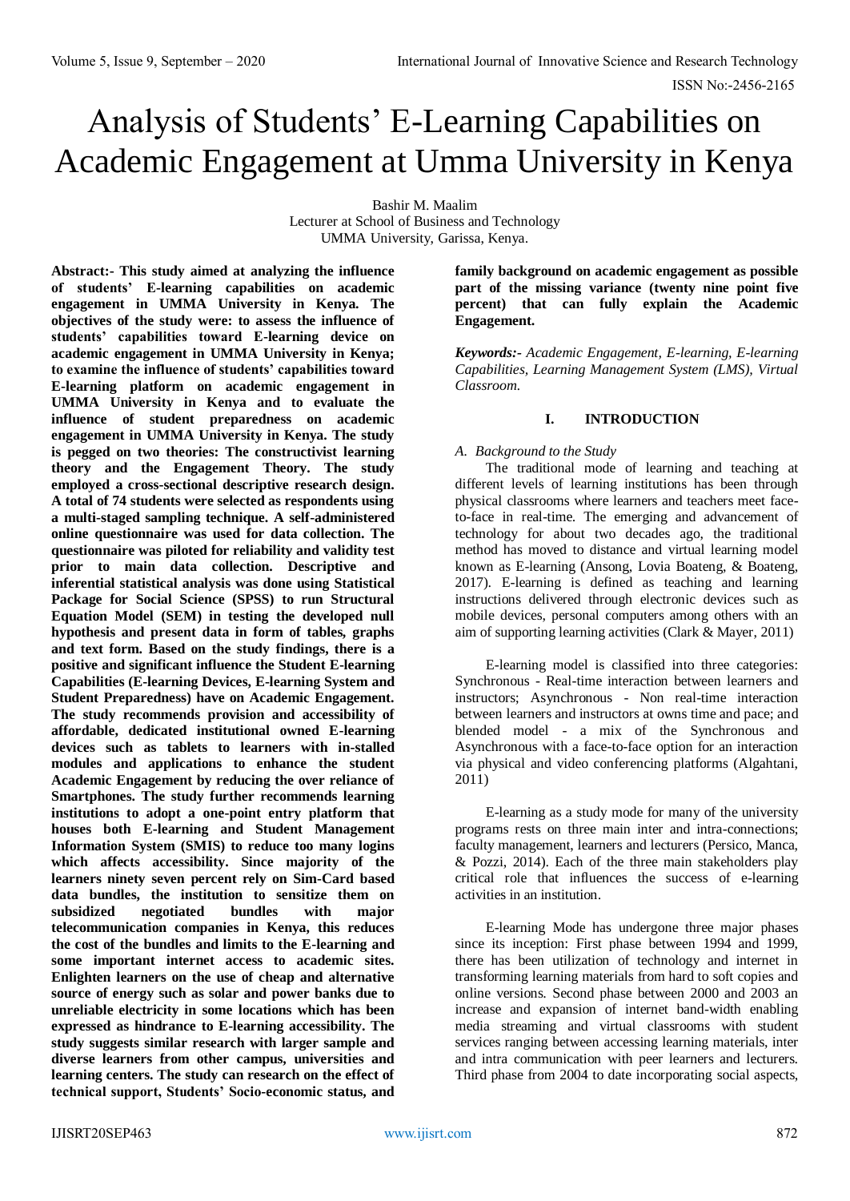# Analysis of Students' E-Learning Capabilities on Academic Engagement at Umma University in Kenya

Bashir M. Maalim
Lecturer at School of Business and Technology
UMMA University, Garissa, Kenya.

**Abstract:- This study aimed at analyzing the influence of students' E-learning capabilities on academic engagement in UMMA University in Kenya. The objectives of the study were: to assess the influence of students' capabilities toward E-learning device on academic engagement in UMMA University in Kenya; to examine the influence of students' capabilities toward E-learning platform on academic engagement in UMMA University in Kenya and to evaluate the influence of student preparedness on academic engagement in UMMA University in Kenya. The study is pegged on two theories: The constructivist learning theory and the Engagement Theory. The study employed a cross-sectional descriptive research design. A total of 74 students were selected as respondents using a multi-staged sampling technique. A self-administered online questionnaire was used for data collection. The questionnaire was piloted for reliability and validity test prior to main data collection. Descriptive and inferential statistical analysis was done using Statistical Package for Social Science (SPSS) to run Structural Equation Model (SEM) in testing the developed null hypothesis and present data in form of tables, graphs and text form. Based on the study findings, there is a positive and significant influence the Student E-learning Capabilities (E-learning Devices, E-learning System and Student Preparedness) have on Academic Engagement. The study recommends provision and accessibility of affordable, dedicated institutional owned E-learning devices such as tablets to learners with in-stalled modules and applications to enhance the student Academic Engagement by reducing the over reliance of Smartphones. The study further recommends learning institutions to adopt a one-point entry platform that houses both E-learning and Student Management Information System (SMIS) to reduce too many logins which affects accessibility. Since majority of the learners ninety seven percent rely on Sim-Card based data bundles, the institution to sensitize them on subsidized negotiated bundles with major telecommunication companies in Kenya, this reduces the cost of the bundles and limits to the E-learning and some important internet access to academic sites. Enlighten learners on the use of cheap and alternative source of energy such as solar and power banks due to unreliable electricity in some locations which has been expressed as hindrance to E-learning accessibility. The study suggests similar research with larger sample and diverse learners from other campus, universities and learning centers. The study can research on the effect of technical support, Students' Socio-economic status, and family background on academic engagement as possible part of the missing variance (twenty nine point five percent) that can fully explain the Academic Engagement.**

***Keywords:-*** *Academic Engagement, E-learning, E-learning Capabilities, Learning Management System (LMS), Virtual Classroom.*

## I. INTRODUCTION

### *A. Background to the Study*

The traditional mode of learning and teaching at different levels of learning institutions has been through physical classrooms where learners and teachers meet face-to-face in real-time. The emerging and advancement of technology for about two decades ago, the traditional method has moved to distance and virtual learning model known as E-learning (Ansong, Lovia Boateng, & Boateng, 2017). E-learning is defined as teaching and learning instructions delivered through electronic devices such as mobile devices, personal computers among others with an aim of supporting learning activities (Clark & Mayer, 2011)

E-learning model is classified into three categories: Synchronous - Real-time interaction between learners and instructors; Asynchronous - Non real-time interaction between learners and instructors at owns time and pace; and blended model - a mix of the Synchronous and Asynchronous with a face-to-face option for an interaction via physical and video conferencing platforms (Algahtani, 2011)

E-learning as a study mode for many of the university programs rests on three main inter and intra-connections; faculty management, learners and lecturers (Persico, Manca, & Pozzi, 2014). Each of the three main stakeholders play critical role that influences the success of e-learning activities in an institution.

E-learning Mode has undergone three major phases since its inception: First phase between 1994 and 1999, there has been utilization of technology and internet in transforming learning materials from hard to soft copies and online versions. Second phase between 2000 and 2003 an increase and expansion of internet band-width enabling media streaming and virtual classrooms with student services ranging between accessing learning materials, inter and intra communication with peer learners and lecturers. Third phase from 2004 to date incorporating social aspects,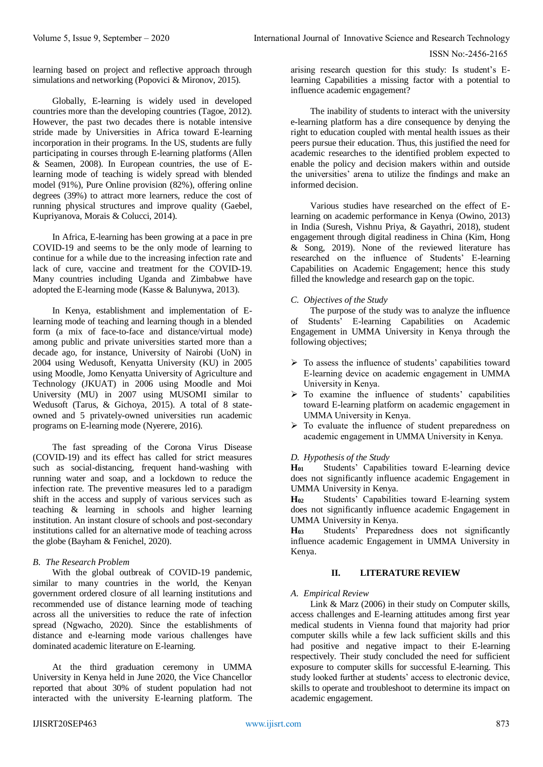learning based on project and reflective approach through simulations and networking (Popovici & Mironov, 2015).

Globally, E-learning is widely used in developed countries more than the developing countries (Tagoe, 2012). However, the past two decades there is notable intensive stride made by Universities in Africa toward E-learning incorporation in their programs. In the US, students are fully participating in courses through E-learning platforms (Allen & Seamen, 2008). In European countries, the use of E-learning mode of teaching is widely spread with blended model (91%), Pure Online provision (82%), offering online degrees (39%) to attract more learners, reduce the cost of running physical structures and improve quality (Gaebel, Kupriyanova, Morais & Colucci, 2014).

In Africa, E-learning has been growing at a pace in pre COVID-19 and seems to be the only mode of learning to continue for a while due to the increasing infection rate and lack of cure, vaccine and treatment for the COVID-19. Many countries including Uganda and Zimbabwe have adopted the E-learning mode (Kasse & Balunywa, 2013).

In Kenya, establishment and implementation of E-learning mode of teaching and learning though in a blended form (a mix of face-to-face and distance/virtual mode) among public and private universities started more than a decade ago, for instance, University of Nairobi (UoN) in 2004 using Wedusoft, Kenyatta University (KU) in 2005 using Moodle, Jomo Kenyatta University of Agriculture and Technology (JKUAT) in 2006 using Moodle and Moi University (MU) in 2007 using MUSOMI similar to Wedusoft (Tarus, & Gichoya, 2015). A total of 8 state-owned and 5 privately-owned universities run academic programs on E-learning mode (Nyerere, 2016).

The fast spreading of the Corona Virus Disease (COVID-19) and its effect has called for strict measures such as social-distancing, frequent hand-washing with running water and soap, and a lockdown to reduce the infection rate. The preventive measures led to a paradigm shift in the access and supply of various services such as teaching & learning in schools and higher learning institution. An instant closure of schools and post-secondary institutions called for an alternative mode of teaching across the globe (Bayham & Fenichel, 2020).

### B. *The Research Problem*

With the global outbreak of COVID-19 pandemic, similar to many countries in the world, the Kenyan government ordered closure of all learning institutions and recommended use of distance learning mode of teaching across all the universities to reduce the rate of infection spread (Ngwacho, 2020). Since the establishments of distance and e-learning mode various challenges have dominated academic literature on E-learning.

At the third graduation ceremony in UMMA University in Kenya held in June 2020, the Vice Chancellor reported that about 30% of student population had not interacted with the university E-learning platform. The arising research question for this study: Is student's E-learning Capabilities a missing factor with a potential to influence academic engagement?

The inability of students to interact with the university e-learning platform has a dire consequence by denying the right to education coupled with mental health issues as their peers pursue their education. Thus, this justified the need for academic researches to the identified problem expected to enable the policy and decision makers within and outside the universities' arena to utilize the findings and make an informed decision.

Various studies have researched on the effect of E-learning on academic performance in Kenya (Owino, 2013) in India (Suresh, Vishnu Priya, & Gayathri, 2018), student engagement through digital readiness in China (Kim, Hong & Song, 2019). None of the reviewed literature has researched on the influence of Students' E-learning Capabilities on Academic Engagement; hence this study filled the knowledge and research gap on the topic.

### C. *Objectives of the Study*

The purpose of the study was to analyze the influence of Students' E-learning Capabilities on Academic Engagement in UMMA University in Kenya through the following objectives;

- To assess the influence of students' capabilities toward E-learning device on academic engagement in UMMA University in Kenya.
- To examine the influence of students' capabilities toward E-learning platform on academic engagement in UMMA University in Kenya.
- To evaluate the influence of student preparedness on academic engagement in UMMA University in Kenya.

### D. *Hypothesis of the Study*

**$H_{01}$** Students' Capabilities toward E-learning device does not significantly influence academic Engagement in UMMA University in Kenya.

**$H_{02}$** Students' Capabilities toward E-learning system does not significantly influence academic Engagement in UMMA University in Kenya.

**$H_{03}$** Students' Preparedness does not significantly influence academic Engagement in UMMA University in Kenya.

## II. LITERATURE REVIEW

### A. *Empirical Review*

Link & Marz (2006) in their study on Computer skills, access challenges and E-learning attitudes among first year medical students in Vienna found that majority had prior computer skills while a few lack sufficient skills and this had positive and negative impact to their E-learning respectively. Their study concluded the need for sufficient exposure to computer skills for successful E-learning. This study looked further at students' access to electronic device, skills to operate and troubleshoot to determine its impact on academic engagement.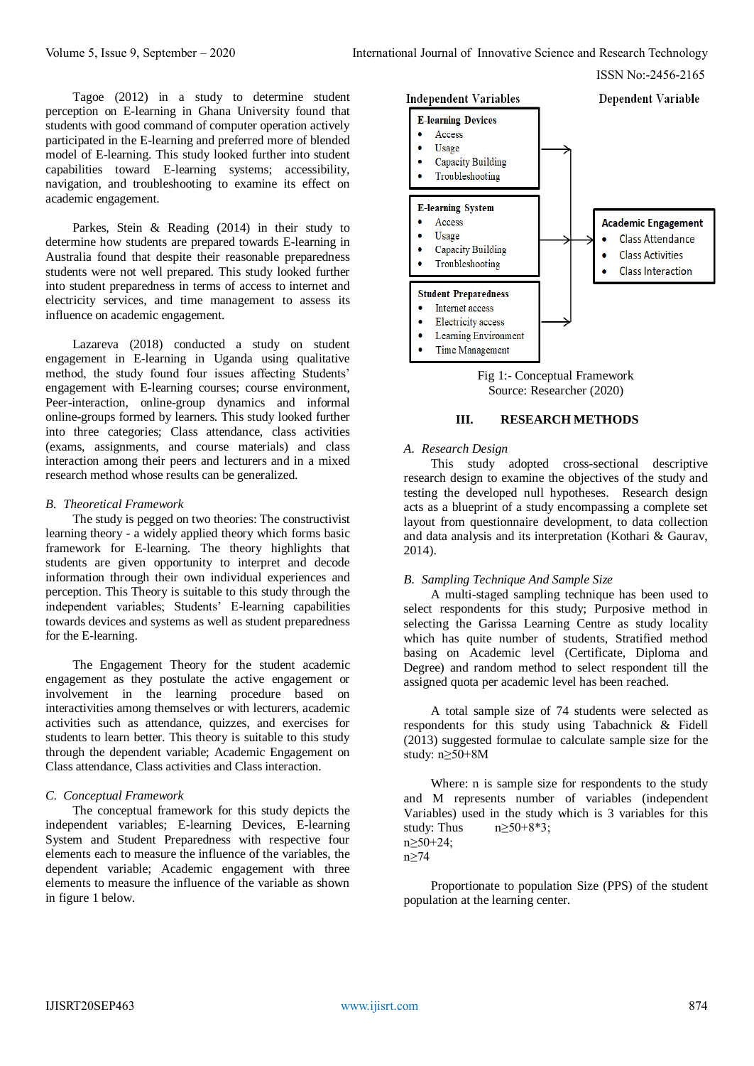Tagoe (2012) in a study to determine student perception on E-learning in Ghana University found that students with good command of computer operation actively participated in the E-learning and preferred more of blended model of E-learning. This study looked further into student capabilities toward E-learning systems; accessibility, navigation, and troubleshooting to examine its effect on academic engagement.

Parkes, Stein & Reading (2014) in their study to determine how students are prepared towards E-learning in Australia found that despite their reasonable preparedness students were not well prepared. This study looked further into student preparedness in terms of access to internet and electricity services, and time management to assess its influence on academic engagement.

Lazareva (2018) conducted a study on student engagement in E-learning in Uganda using qualitative method, the study found four issues affecting Students' engagement with E-learning courses; course environment, Peer-interaction, online-group dynamics and informal online-groups formed by learners. This study looked further into three categories; Class attendance, class activities (exams, assignments, and course materials) and class interaction among their peers and lecturers and in a mixed research method whose results can be generalized.

### B. Theoretical Framework

The study is pegged on two theories: The constructivist learning theory - a widely applied theory which forms basic framework for E-learning. The theory highlights that students are given opportunity to interpret and decode information through their own individual experiences and perception. This Theory is suitable to this study through the independent variables; Students' E-learning capabilities towards devices and systems as well as student preparedness for the E-learning.

The Engagement Theory for the student academic engagement as they postulate the active engagement or involvement in the learning procedure based on interactivities among themselves or with lecturers, academic activities such as attendance, quizzes, and exercises for students to learn better. This theory is suitable to this study through the dependent variable; Academic Engagement on Class attendance, Class activities and Class interaction.

### C. Conceptual Framework

The conceptual framework for this study depicts the independent variables; E-learning Devices, E-learning System and Student Preparedness with respective four elements each to measure the influence of the variables, the dependent variable; Academic engagement with three elements to measure the influence of the variable as shown in figure 1 below.

**Independent Variables** | **Dependent Variable**

**E-learning Devices**
- Access
- Usage
- Capacity Building
- Troubleshooting

**E-learning System**
- Access
- Usage
- Capacity Building
- Troubleshooting

**Student Preparedness**
- Internet access
- Electricity access
- Learning Environment
- Time Management

→ **Academic Engagement**
- Class Attendance
- Class Activities
- Class Interaction

Fig 1:- Conceptual Framework
Source: Researcher (2020)

## III. RESEARCH METHODS

### A. Research Design

This study adopted cross-sectional descriptive research design to examine the objectives of the study and testing the developed null hypotheses. Research design acts as a blueprint of a study encompassing a complete set layout from questionnaire development, to data collection and data analysis and its interpretation (Kothari & Gaurav, 2014).

### B. Sampling Technique And Sample Size

A multi-staged sampling technique has been used to select respondents for this study; Purposive method in selecting the Garissa Learning Centre as study locality which has quite number of students, Stratified method basing on Academic level (Certificate, Diploma and Degree) and random method to select respondent till the assigned quota per academic level has been reached.

A total sample size of 74 students were selected as respondents for this study using Tabachnick & Fidell (2013) suggested formulae to calculate sample size for the study: $n \geq 50+8M$

Where: n is sample size for respondents to the study and M represents number of variables (independent Variables) used in the study which is 3 variables for this study: Thus $n \geq 50+8*3$;
$n \geq 50+24$;
$n \geq 74$

Proportionate to population Size (PPS) of the student population at the learning center.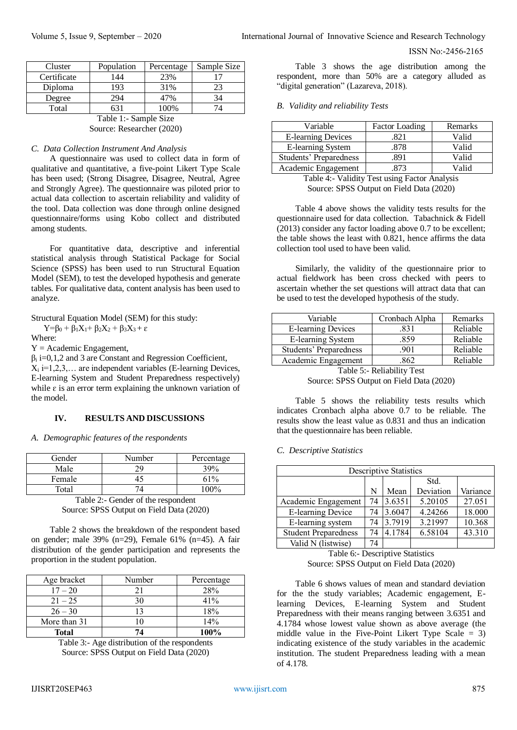| Cluster | Population | Percentage | Sample Size |
|---|---|---|---|
| Certificate | 144 | 23% | 17 |
| Diploma | 193 | 31% | 23 |
| Degree | 294 | 47% | 34 |
| Total | 631 | 100% | 74 |

Table 1:- Sample Size
Source: Researcher (2020)

### C. Data Collection Instrument And Analysis

A questionnaire was used to collect data in form of qualitative and quantitative, a five-point Likert Type Scale has been used; (Strong Disagree, Disagree, Neutral, Agree and Strongly Agree). The questionnaire was piloted prior to actual data collection to ascertain reliability and validity of the tool. Data collection was done through online designed questionnaire/forms using Kobo collect and distributed among students.

For quantitative data, descriptive and inferential statistical analysis through Statistical Package for Social Science (SPSS) has been used to run Structural Equation Model (SEM), to test the developed hypothesis and generate tables. For qualitative data, content analysis has been used to analyze.

Structural Equation Model (SEM) for this study:

$$Y=\beta_0 + \beta_1X_1+ \beta_2X_2 + \beta_3X_3 + \varepsilon$$

Where:
Y = Academic Engagement,
$\beta_i$ i=0,1,2 and 3 are Constant and Regression Coefficient,
$X_i$ i=1,2,3,… are independent variables (E-learning Devices, E-learning System and Student Preparedness respectively) while $\varepsilon$ is an error term explaining the unknown variation of the model.

## IV. RESULTS AND DISCUSSIONS

### A. Demographic features of the respondents

| Gender | Number | Percentage |
|---|---|---|
| Male | 29 | 39% |
| Female | 45 | 61% |
| Total | 74 | 100% |

Table 2:- Gender of the respondent
Source: SPSS Output on Field Data (2020)

Table 2 shows the breakdown of the respondent based on gender; male 39% (n=29), Female 61% (n=45). A fair distribution of the gender participation and represents the proportion in the student population.

| Age bracket | Number | Percentage |
|---|---|---|
| 17 – 20 | 21 | 28% |
| 21 – 25 | 30 | 41% |
| 26 – 30 | 13 | 18% |
| More than 31 | 10 | 14% |
| **Total** | **74** | **100%** |

Table 3:- Age distribution of the respondents
Source: SPSS Output on Field Data (2020)

Table 3 shows the age distribution among the respondent, more than 50% are a category alluded as "digital generation" (Lazareva, 2018).

### B. Validity and reliability Tests

| Variable | Factor Loading | Remarks |
|---|---|---|
| E-learning Devices | .821 | Valid |
| E-learning System | .878 | Valid |
| Students' Preparedness | .891 | Valid |
| Academic Engagement | .873 | Valid |

Table 4:- Validity Test using Factor Analysis
Source: SPSS Output on Field Data (2020)

Table 4 above shows the validity tests results for the questionnaire used for data collection. Tabachnick & Fidell (2013) consider any factor loading above 0.7 to be excellent; the table shows the least with 0.821, hence affirms the data collection tool used to have been valid.

Similarly, the validity of the questionnaire prior to actual fieldwork has been cross checked with peers to ascertain whether the set questions will attract data that can be used to test the developed hypothesis of the study.

| Variable | Cronbach Alpha | Remarks |
|---|---|---|
| E-learning Devices | .831 | Reliable |
| E-learning System | .859 | Reliable |
| Students' Preparedness | .901 | Reliable |
| Academic Engagement | .862 | Reliable |

Table 5:- Reliability Test
Source: SPSS Output on Field Data (2020)

Table 5 shows the reliability tests results which indicates Cronbach alpha above 0.7 to be reliable. The results show the least value as 0.831 and thus an indication that the questionnaire has been reliable.

### C. Descriptive Statistics

| Descriptive Statistics | | | | |
|---|---|---|---|---|
| | N | Mean | Std. Deviation | Variance |
| Academic Engagement | 74 | 3.6351 | 5.20105 | 27.051 |
| E-learning Device | 74 | 3.6047 | 4.24266 | 18.000 |
| E-learning system | 74 | 3.7919 | 3.21997 | 10.368 |
| Student Preparedness | 74 | 4.1784 | 6.58104 | 43.310 |
| Valid N (listwise) | 74 | | | |

Table 6:- Descriptive Statistics
Source: SPSS Output on Field Data (2020)

Table 6 shows values of mean and standard deviation for the the study variables; Academic engagement, E-learning Devices, E-learning System and Student Preparedness with their means ranging between 3.6351 and 4.1784 whose lowest value shown as above average (the middle value in the Five-Point Likert Type Scale = 3) indicating existence of the study variables in the academic institution. The student Preparedness leading with a mean of 4.178.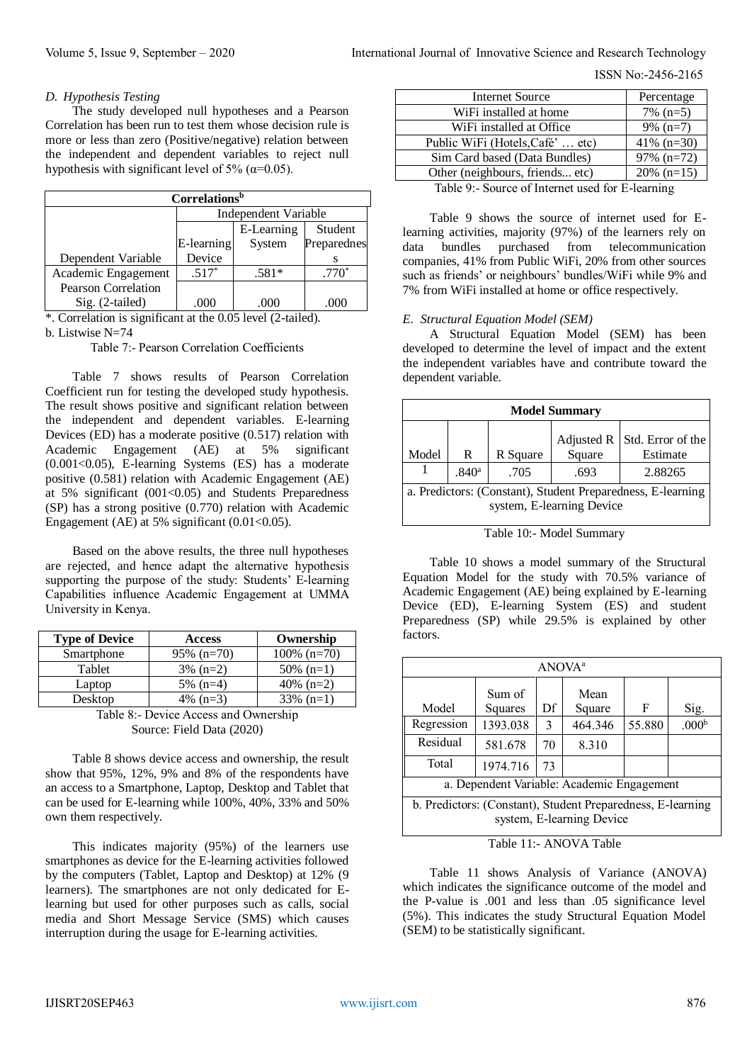### D. Hypothesis Testing

The study developed null hypotheses and a Pearson Correlation has been run to test them whose decision rule is more or less than zero (Positive/negative) relation between the independent and dependent variables to reject null hypothesis with significant level of 5% (α=0.05).

| Correlations[b] | | | |
|---|---|---|---|
| | Independent Variable | | |
| Dependent Variable | E-learning Device | E-Learning System | Student Preparedness |
| Academic Engagement | .517* | .581* | .770* |
| Pearson Correlation Sig. (2-tailed) | .000 | .000 | .000 |

*. Correlation is significant at the 0.05 level (2-tailed).
b. Listwise N=74

Table 7:- Pearson Correlation Coefficients

Table 7 shows results of Pearson Correlation Coefficient run for testing the developed study hypothesis. The result shows positive and significant relation between the independent and dependent variables. E-learning Devices (ED) has a moderate positive (0.517) relation with Academic Engagement (AE) at 5% significant (0.001<0.05), E-learning Systems (ES) has a moderate positive (0.581) relation with Academic Engagement (AE) at 5% significant (001<0.05) and Students Preparedness (SP) has a strong positive (0.770) relation with Academic Engagement (AE) at 5% significant (0.01<0.05).

Based on the above results, the three null hypotheses are rejected, and hence adapt the alternative hypothesis supporting the purpose of the study: Students' E-learning Capabilities influence Academic Engagement at UMMA University in Kenya.

| Type of Device | Access | Ownership |
|---|---|---|
| Smartphone | 95% (n=70) | 100% (n=70) |
| Tablet | 3% (n=2) | 50% (n=1) |
| Laptop | 5% (n=4) | 40% (n=2) |
| Desktop | 4% (n=3) | 33% (n=1) |

Table 8:- Device Access and Ownership
Source: Field Data (2020)

Table 8 shows device access and ownership, the result show that 95%, 12%, 9% and 8% of the respondents have an access to a Smartphone, Laptop, Desktop and Tablet that can be used for E-learning while 100%, 40%, 33% and 50% own them respectively.

This indicates majority (95%) of the learners use smartphones as device for the E-learning activities followed by the computers (Tablet, Laptop and Desktop) at 12% (9 learners). The smartphones are not only dedicated for E-learning but used for other purposes such as calls, social media and Short Message Service (SMS) which causes interruption during the usage for E-learning activities.

| Internet Source | Percentage |
|---|---|
| WiFi installed at home | 7% (n=5) |
| WiFi installed at Office | 9% (n=7) |
| Public WiFi (Hotels,Café' … etc) | 41% (n=30) |
| Sim Card based (Data Bundles) | 97% (n=72) |
| Other (neighbours, friends... etc) | 20% (n=15) |

Table 9:- Source of Internet used for E-learning

Table 9 shows the source of internet used for E-learning activities, majority (97%) of the learners rely on data bundles purchased from telecommunication companies, 41% from Public WiFi, 20% from other sources such as friends' or neighbours' bundles/WiFi while 9% and 7% from WiFi installed at home or office respectively.

### E. Structural Equation Model (SEM)

A Structural Equation Model (SEM) has been developed to determine the level of impact and the extent the independent variables have and contribute toward the dependent variable.

| Model Summary | | | | |
|---|---|---|---|---|
| Model | R | R Square | Adjusted R Square | Std. Error of the Estimate |
| 1 | .840[a] | .705 | .693 | 2.88265 |

a. Predictors: (Constant), Student Preparedness, E-learning system, E-learning Device

Table 10:- Model Summary

Table 10 shows a model summary of the Structural Equation Model for the study with 70.5% variance of Academic Engagement (AE) being explained by E-learning Device (ED), E-learning System (ES) and student Preparedness (SP) while 29.5% is explained by other factors.

| ANOVA[a] | | | | | |
|---|---|---|---|---|---|
| Model | Sum of Squares | Df | Mean Square | F | Sig. |
| Regression | 1393.038 | 3 | 464.346 | 55.880 | .000[b] |
| Residual | 581.678 | 70 | 8.310 | | |
| Total | 1974.716 | 73 | | | |

a. Dependent Variable: Academic Engagement

b. Predictors: (Constant), Student Preparedness, E-learning system, E-learning Device

Table 11:- ANOVA Table

Table 11 shows Analysis of Variance (ANOVA) which indicates the significance outcome of the model and the P-value is .001 and less than .05 significance level (5%). This indicates the study Structural Equation Model (SEM) to be statistically significant.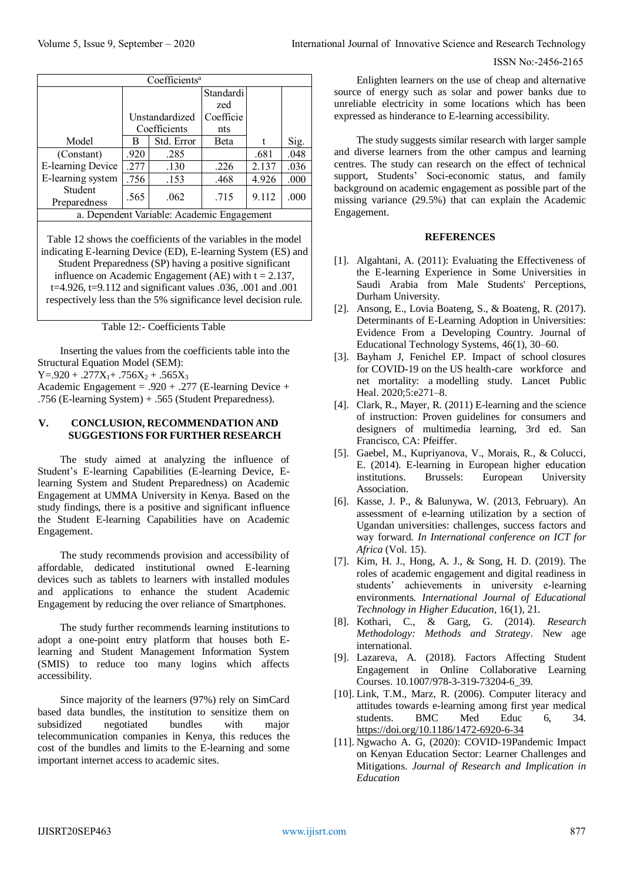| Coefficients[a] | | | | | |
|---|---|---|---|---|---|
| Model | Unstandardized Coefficients | | Standardized Coefficients | t | Sig. |
| | B | Std. Error | Beta | | |
| (Constant) | .920 | .285 | | .681 | .048 |
| E-learning Device | .277 | .130 | .226 | 2.137 | .036 |
| E-learning system | .756 | .153 | .468 | 4.926 | .000 |
| Student Preparedness | .565 | .062 | .715 | 9.112 | .000 |
| a. Dependent Variable: Academic Engagement | | | | | |

Table 12 shows the coefficients of the variables in the model indicating E-learning Device (ED), E-learning System (ES) and Student Preparedness (SP) having a positive significant influence on Academic Engagement (AE) with t = 2.137, t=4.926, t=9.112 and significant values .036, .001 and .001 respectively less than the 5% significance level decision rule.

Table 12:- Coefficients Table

Inserting the values from the coefficients table into the Structural Equation Model (SEM):

$Y=.920 + .277X_1 + .756X_2 + .565X_3$

Academic Engagement = .920 + .277 (E-learning Device + .756 (E-learning System) + .565 (Student Preparedness).

## V. CONCLUSION, RECOMMENDATION AND SUGGESTIONS FOR FURTHER RESEARCH

The study aimed at analyzing the influence of Student's E-learning Capabilities (E-learning Device, E-learning System and Student Preparedness) on Academic Engagement at UMMA University in Kenya. Based on the study findings, there is a positive and significant influence the Student E-learning Capabilities have on Academic Engagement.

The study recommends provision and accessibility of affordable, dedicated institutional owned E-learning devices such as tablets to learners with installed modules and applications to enhance the student Academic Engagement by reducing the over reliance of Smartphones.

The study further recommends learning institutions to adopt a one-point entry platform that houses both E-learning and Student Management Information System (SMIS) to reduce too many logins which affects accessibility.

Since majority of the learners (97%) rely on SimCard based data bundles, the institution to sensitize them on subsidized negotiated bundles with major telecommunication companies in Kenya, this reduces the cost of the bundles and limits to the E-learning and some important internet access to academic sites.

Enlighten learners on the use of cheap and alternative source of energy such as solar and power banks due to unreliable electricity in some locations which has been expressed as hinderance to E-learning accessibility.

The study suggests similar research with larger sample and diverse learners from the other campus and learning centres. The study can research on the effect of technical support, Students' Soci-economic status, and family background on academic engagement as possible part of the missing variance (29.5%) that can explain the Academic Engagement.

## REFERENCES

[1]. Algahtani, A. (2011): Evaluating the Effectiveness of the E-learning Experience in Some Universities in Saudi Arabia from Male Students' Perceptions, Durham University.

[2]. Ansong, E., Lovia Boateng, S., & Boateng, R. (2017). Determinants of E-Learning Adoption in Universities: Evidence From a Developing Country. Journal of Educational Technology Systems, 46(1), 30–60.

[3]. Bayham J, Fenichel EP. Impact of school closures for COVID-19 on the US health-care workforce and net mortality: a modelling study. Lancet Public Heal. 2020;5:e271–8.

[4]. Clark, R., Mayer, R. (2011) E-learning and the science of instruction: Proven guidelines for consumers and designers of multimedia learning, 3rd ed. San Francisco, CA: Pfeiffer.

[5]. Gaebel, M., Kupriyanova, V., Morais, R., & Colucci, E. (2014). E-learning in European higher education institutions. Brussels: European University Association.

[6]. Kasse, J. P., & Balunywa, W. (2013, February). An assessment of e-learning utilization by a section of Ugandan universities: challenges, success factors and way forward. *In International conference on ICT for Africa* (Vol. 15).

[7]. Kim, H. J., Hong, A. J., & Song, H. D. (2019). The roles of academic engagement and digital readiness in students' achievements in university e-learning environments. *International Journal of Educational Technology in Higher Education*, 16(1), 21.

[8]. Kothari, C., & Garg, G. (2014). *Research Methodology: Methods and Strategy*. New age international.

[9]. Lazareva, A. (2018). Factors Affecting Student Engagement in Online Collaborative Learning Courses. 10.1007/978-3-319-73204-6_39.

[10]. Link, T.M., Marz, R. (2006). Computer literacy and attitudes towards e-learning among first year medical students. BMC Med Educ 6, 34. https://doi.org/10.1186/1472-6920-6-34

[11]. Ngwacho A. G, (2020): COVID-19Pandemic Impact on Kenyan Education Sector: Learner Challenges and Mitigations. *Journal of Research and Implication in Education*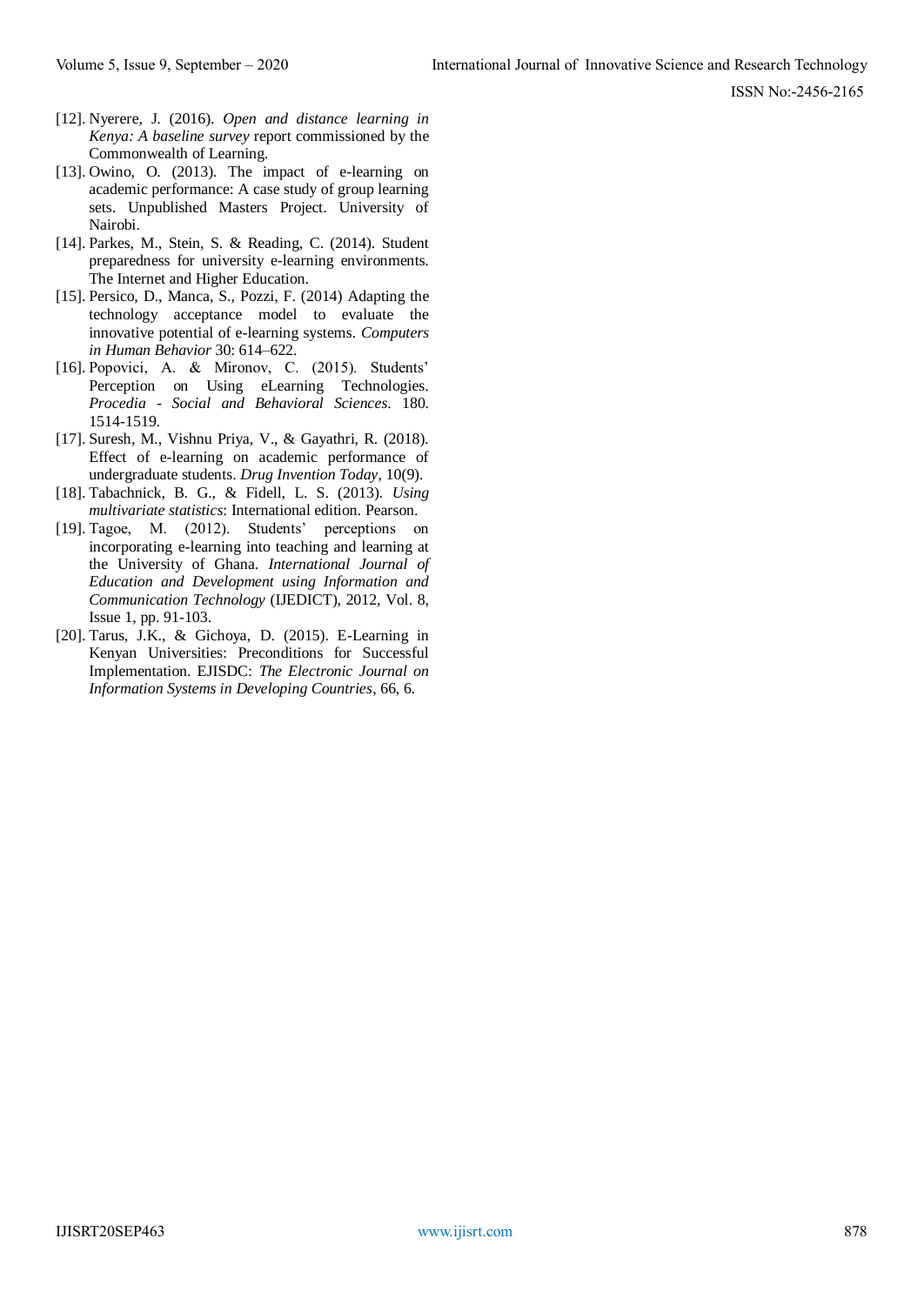[12]. Nyerere, J. (2016). *Open and distance learning in Kenya: A baseline survey* report commissioned by the Commonwealth of Learning.

[13]. Owino, O. (2013). The impact of e-learning on academic performance: A case study of group learning sets. Unpublished Masters Project. University of Nairobi.

[14]. Parkes, M., Stein, S. & Reading, C. (2014). Student preparedness for university e-learning environments. The Internet and Higher Education.

[15]. Persico, D., Manca, S., Pozzi, F. (2014) Adapting the technology acceptance model to evaluate the innovative potential of e-learning systems. *Computers in Human Behavior* 30: 614–622.

[16]. Popovici, A. & Mironov, C. (2015). Students' Perception on Using eLearning Technologies. *Procedia - Social and Behavioral Sciences*. 180. 1514-1519.

[17]. Suresh, M., Vishnu Priya, V., & Gayathri, R. (2018). Effect of e-learning on academic performance of undergraduate students. *Drug Invention Today*, 10(9).

[18]. Tabachnick, B. G., & Fidell, L. S. (2013). *Using multivariate statistics*: International edition. Pearson.

[19]. Tagoe, M. (2012). Students' perceptions on incorporating e-learning into teaching and learning at the University of Ghana. *International Journal of Education and Development using Information and Communication Technology* (IJEDICT), 2012, Vol. 8, Issue 1, pp. 91-103.

[20]. Tarus, J.K., & Gichoya, D. (2015). E-Learning in Kenyan Universities: Preconditions for Successful Implementation. EJISDC: *The Electronic Journal on Information Systems in Developing Countries*, 66, 6.